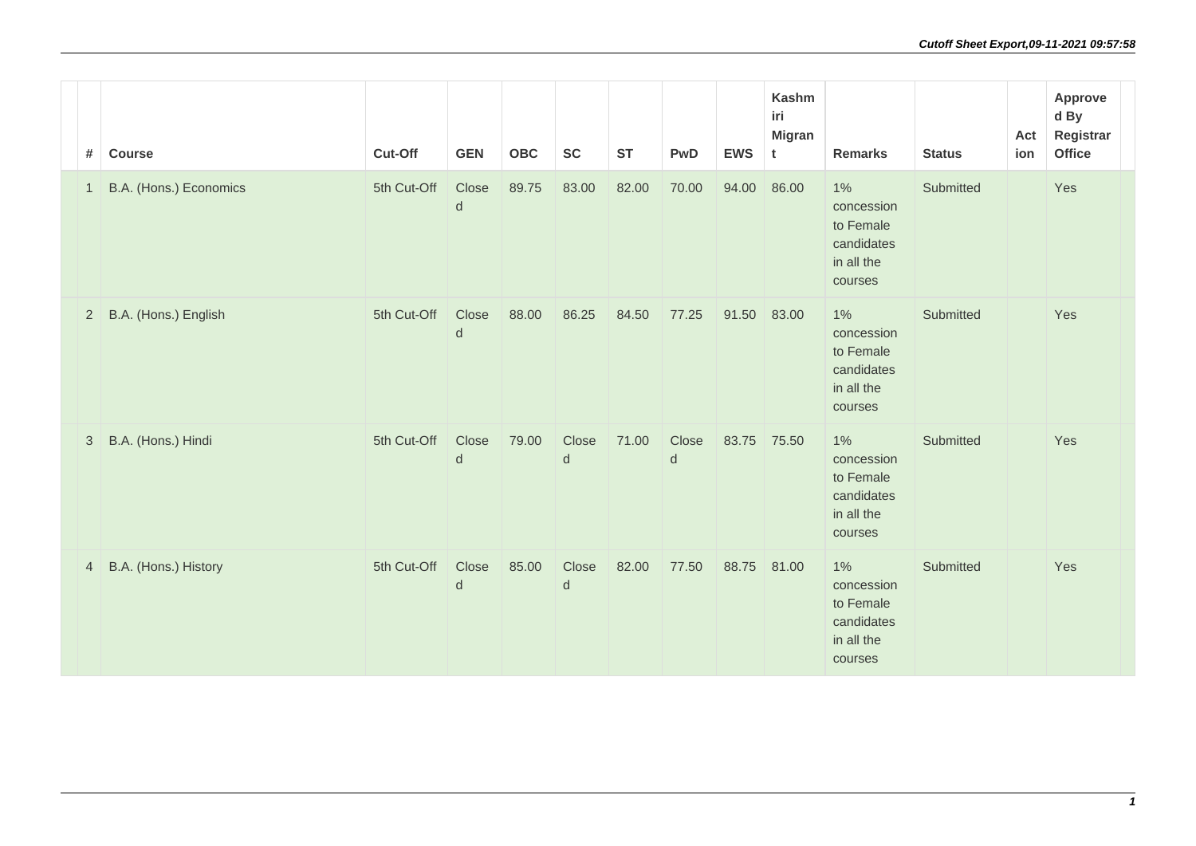| # | Course | Cut-Off | GEN | OBC | SC | ST | PwD | EWS | Kashmiri Migrant | Remarks | Status | Action | Approved By Registrar Office |
|---|---|---|---|---|---|---|---|---|---|---|---|---|---|
| 1 | B.A. (Hons.) Economics | 5th Cut-Off | Closed | 89.75 | 83.00 | 82.00 | 70.00 | 94.00 | 86.00 | 1% concession to Female candidates in all the courses | Submitted | | Yes |
| 2 | B.A. (Hons.) English | 5th Cut-Off | Closed | 88.00 | 86.25 | 84.50 | 77.25 | 91.50 | 83.00 | 1% concession to Female candidates in all the courses | Submitted | | Yes |
| 3 | B.A. (Hons.) Hindi | 5th Cut-Off | Closed | 79.00 | Closed | 71.00 | Closed | 83.75 | 75.50 | 1% concession to Female candidates in all the courses | Submitted | | Yes |
| 4 | B.A. (Hons.) History | 5th Cut-Off | Closed | 85.00 | Closed | 82.00 | 77.50 | 88.75 | 81.00 | 1% concession to Female candidates in all the courses | Submitted | | Yes |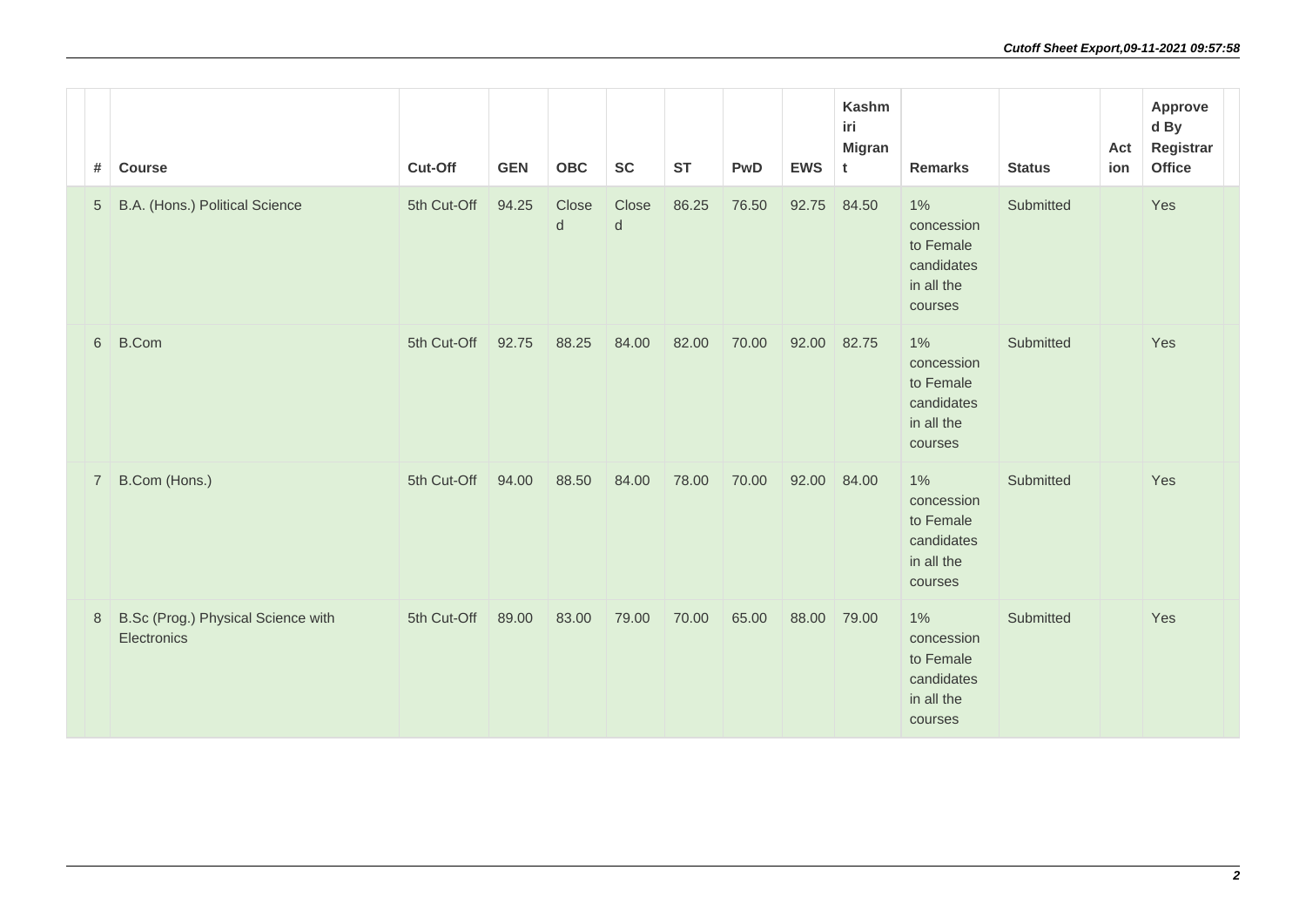| # | Course | Cut-Off | GEN | OBC | SC | ST | PwD | EWS | Kashmiri Migrant | Remarks | Status | Action | Approved By Registrar Office |
|---|---|---|---|---|---|---|---|---|---|---|---|---|---|
| 5 | B.A. (Hons.) Political Science | 5th Cut-Off | 94.25 | Closed | Closed | 86.25 | 76.50 | 92.75 | 84.50 | 1% concession to Female candidates in all the courses | Submitted | | Yes |
| 6 | B.Com | 5th Cut-Off | 92.75 | 88.25 | 84.00 | 82.00 | 70.00 | 92.00 | 82.75 | 1% concession to Female candidates in all the courses | Submitted | | Yes |
| 7 | B.Com (Hons.) | 5th Cut-Off | 94.00 | 88.50 | 84.00 | 78.00 | 70.00 | 92.00 | 84.00 | 1% concession to Female candidates in all the courses | Submitted | | Yes |
| 8 | B.Sc (Prog.) Physical Science with Electronics | 5th Cut-Off | 89.00 | 83.00 | 79.00 | 70.00 | 65.00 | 88.00 | 79.00 | 1% concession to Female candidates in all the courses | Submitted | | Yes |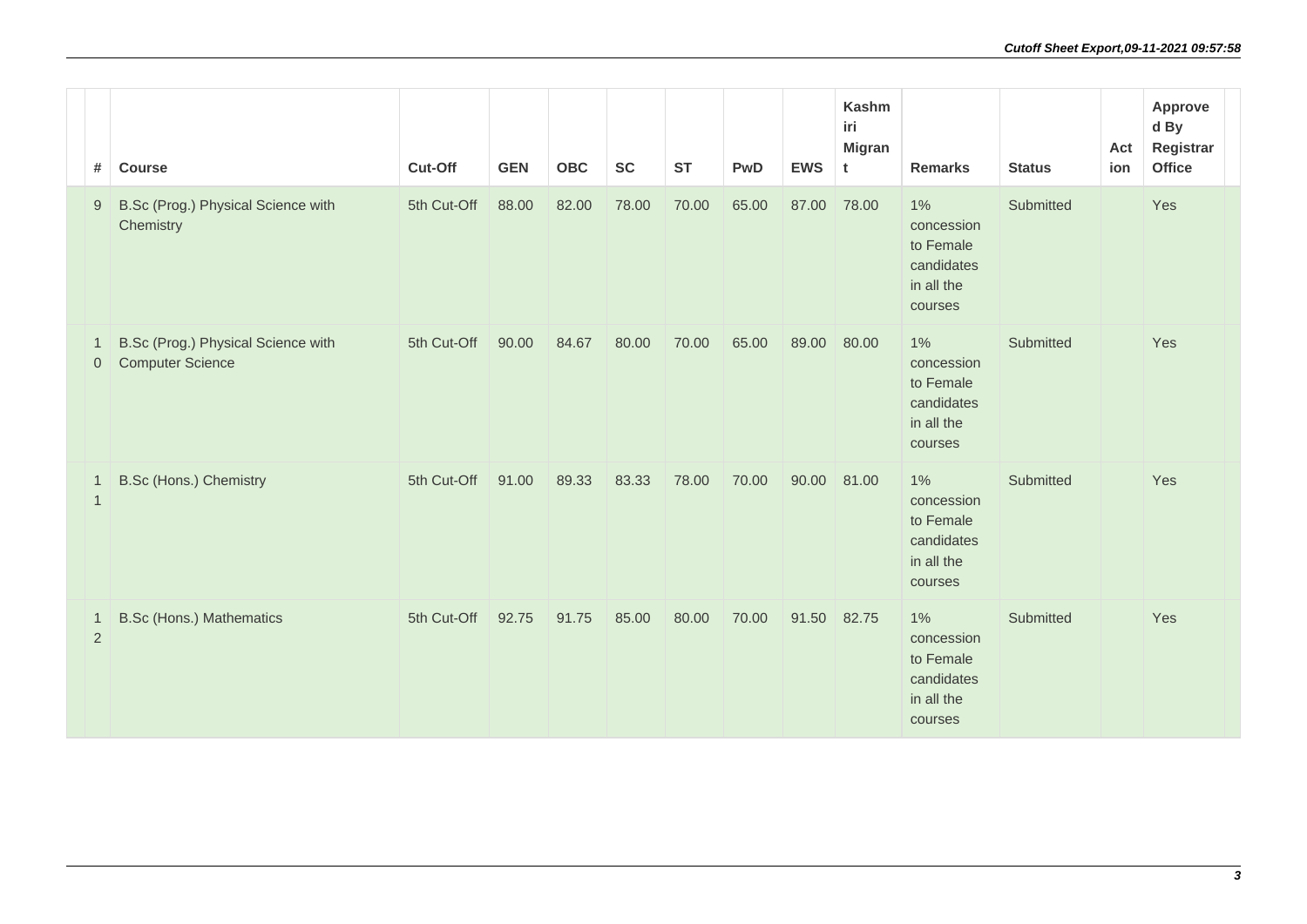| # | Course | Cut-Off | GEN | OBC | SC | ST | PwD | EWS | Kashmiri Migrant | Remarks | Status | Action | Approved By Registrar Office |
|---|---|---|---|---|---|---|---|---|---|---|---|---|---|
| 9 | B.Sc (Prog.) Physical Science with Chemistry | 5th Cut-Off | 88.00 | 82.00 | 78.00 | 70.00 | 65.00 | 87.00 | 78.00 | 1% concession to Female candidates in all the courses | Submitted | | Yes |
| 10 | B.Sc (Prog.) Physical Science with Computer Science | 5th Cut-Off | 90.00 | 84.67 | 80.00 | 70.00 | 65.00 | 89.00 | 80.00 | 1% concession to Female candidates in all the courses | Submitted | | Yes |
| 11 | B.Sc (Hons.) Chemistry | 5th Cut-Off | 91.00 | 89.33 | 83.33 | 78.00 | 70.00 | 90.00 | 81.00 | 1% concession to Female candidates in all the courses | Submitted | | Yes |
| 12 | B.Sc (Hons.) Mathematics | 5th Cut-Off | 92.75 | 91.75 | 85.00 | 80.00 | 70.00 | 91.50 | 82.75 | 1% concession to Female candidates in all the courses | Submitted | | Yes |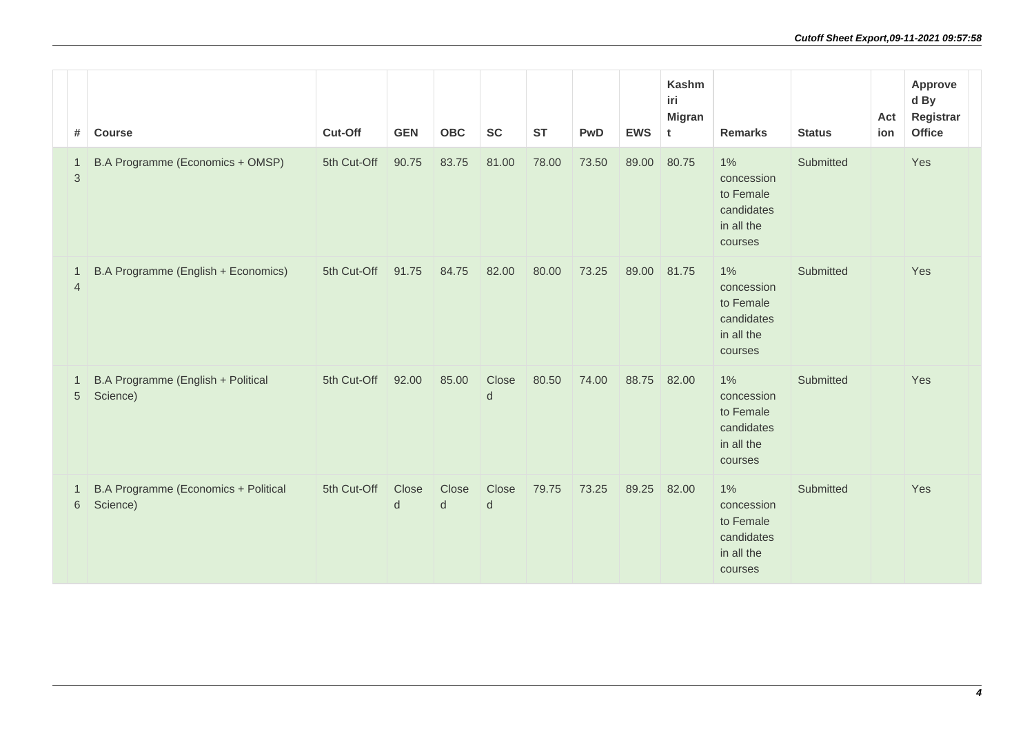| # | Course | Cut-Off | GEN | OBC | SC | ST | PwD | EWS | Kashmiri Migrant | Remarks | Status | Action | Approved By Registrar Office |
|---|---|---|---|---|---|---|---|---|---|---|---|---|---|
| 13 | B.A Programme (Economics + OMSP) | 5th Cut-Off | 90.75 | 83.75 | 81.00 | 78.00 | 73.50 | 89.00 | 80.75 | 1% concession to Female candidates in all the courses | Submitted | | Yes |
| 14 | B.A Programme (English + Economics) | 5th Cut-Off | 91.75 | 84.75 | 82.00 | 80.00 | 73.25 | 89.00 | 81.75 | 1% concession to Female candidates in all the courses | Submitted | | Yes |
| 15 | B.A Programme (English + Political Science) | 5th Cut-Off | 92.00 | 85.00 | Closed | 80.50 | 74.00 | 88.75 | 82.00 | 1% concession to Female candidates in all the courses | Submitted | | Yes |
| 16 | B.A Programme (Economics + Political Science) | 5th Cut-Off | Closed | Closed | Closed | 79.75 | 73.25 | 89.25 | 82.00 | 1% concession to Female candidates in all the courses | Submitted | | Yes |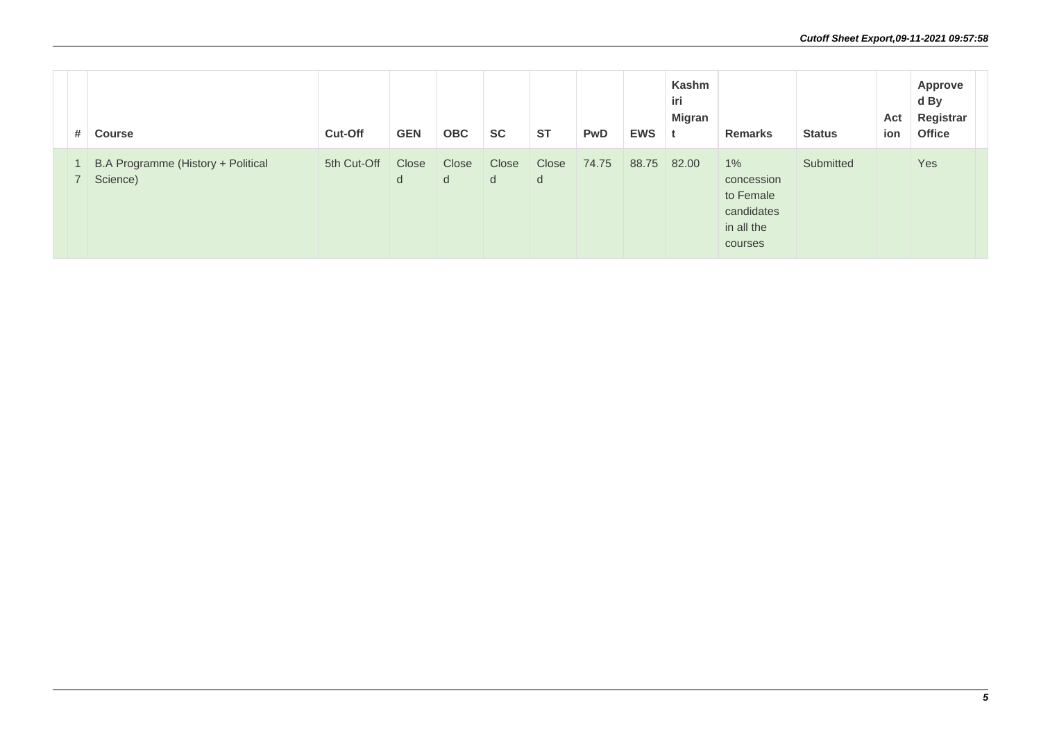| # | Course | Cut-Off | GEN | OBC | SC | ST | PwD | EWS | Kashmiri Migrant | Remarks | Status | Action | Approved By Registrar Office |
|---|---|---|---|---|---|---|---|---|---|---|---|---|---|
| 17 | B.A Programme (History + Political Science) | 5th Cut-Off | Closed | Closed | Closed | Closed | 74.75 | 88.75 | 82.00 | 1% concession to Female candidates in all the courses | Submitted | | Yes |